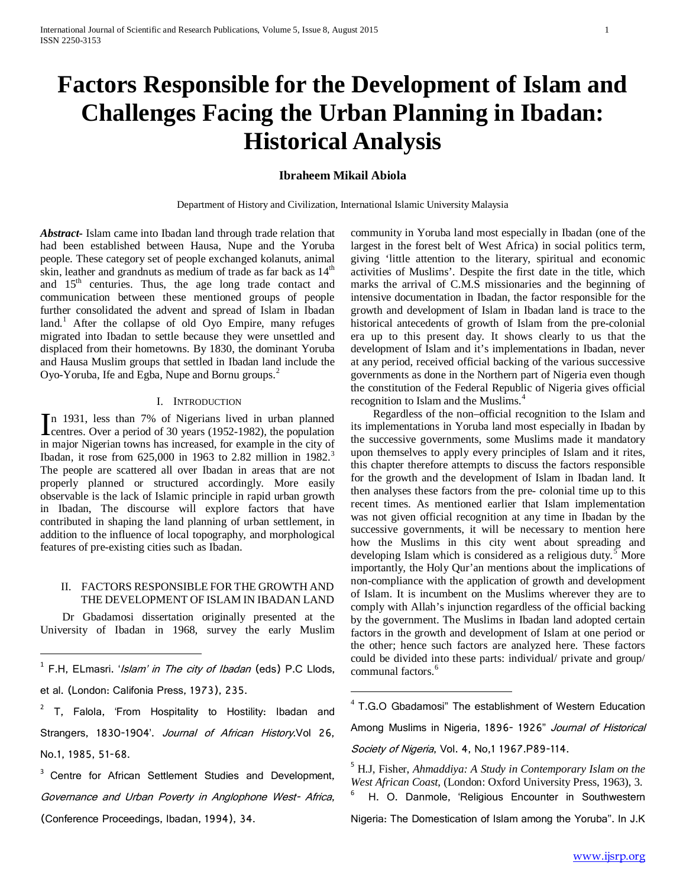# Factors Responsible for the Development of Islam and Challenges Facing the Urban Planning in Ibadan: Historical Analysis

**Ibraheem Mikail Abiola**

Department of History and Civilization, International Islamic University Malaysia

***Abstract*-** Islam came into Ibadan land through trade relation that had been established between Hausa, Nupe and the Yoruba people. These category set of people exchanged kolanuts, animal skin, leather and grandnuts as medium of trade as far back as 14th and 15th centuries. Thus, the age long trade contact and communication between these mentioned groups of people further consolidated the advent and spread of Islam in Ibadan land.[1] After the collapse of old Oyo Empire, many refuges migrated into Ibadan to settle because they were unsettled and displaced from their hometowns. By 1830, the dominant Yoruba and Hausa Muslim groups that settled in Ibadan land include the Oyo-Yoruba, Ife and Egba, Nupe and Bornu groups.[2]

## I. Introduction

In 1931, less than 7% of Nigerians lived in urban planned centres. Over a period of 30 years (1952-1982), the population in major Nigerian towns has increased, for example in the city of Ibadan, it rose from 625,000 in 1963 to 2.82 million in 1982.[3] The people are scattered all over Ibadan in areas that are not properly planned or structured accordingly. More easily observable is the lack of Islamic principle in rapid urban growth in Ibadan, The discourse will explore factors that have contributed in shaping the land planning of urban settlement, in addition to the influence of local topography, and morphological features of pre-existing cities such as Ibadan.

## II. Factors Responsible for the Growth and the Development of Islam in Ibadan Land

Dr Gbadamosi dissertation originally presented at the University of Ibadan in 1968, survey the early Muslim community in Yoruba land most especially in Ibadan (one of the largest in the forest belt of West Africa) in social politics term, giving 'little attention to the literary, spiritual and economic activities of Muslims'. Despite the first date in the title, which marks the arrival of C.M.S missionaries and the beginning of intensive documentation in Ibadan, the factor responsible for the growth and development of Islam in Ibadan land is trace to the historical antecedents of growth of Islam from the pre-colonial era up to this present day. It shows clearly to us that the development of Islam and it's implementations in Ibadan, never at any period, received official backing of the various successive governments as done in the Northern part of Nigeria even though the constitution of the Federal Republic of Nigeria gives official recognition to Islam and the Muslims.[4]

Regardless of the non–official recognition to the Islam and its implementations in Yoruba land most especially in Ibadan by the successive governments, some Muslims made it mandatory upon themselves to apply every principles of Islam and it rites, this chapter therefore attempts to discuss the factors responsible for the growth and the development of Islam in Ibadan land. It then analyses these factors from the pre- colonial time up to this recent times. As mentioned earlier that Islam implementation was not given official recognition at any time in Ibadan by the successive governments, it will be necessary to mention here how the Muslims in this city went about spreading and developing Islam which is considered as a religious duty.[5] More importantly, the Holy Qur'an mentions about the implications of non-compliance with the application of growth and development of Islam. It is incumbent on the Muslims wherever they are to comply with Allah's injunction regardless of the official backing by the government. The Muslims in Ibadan land adopted certain factors in the growth and development of Islam at one period or the other; hence such factors are analyzed here. These factors could be divided into these parts: individual/ private and group/ communal factors.[6]

---

[1] F.H, ELmasri. '*Islam' in The city of Ibadan* (eds) P.C Llods, et al. (London: Califonia Press, 1973), 235.

[2] T, Falola, 'From Hospitality to Hostility: Ibadan and Strangers, 1830-1904'. *Journal of African History*.Vol 26, No.1, 1985, 51-68.

[3] Centre for African Settlement Studies and Development, *Governance and Urban Poverty in Anglophone West- Africa*, (Conference Proceedings, Ibadan, 1994), 34.

[4] T.G.O Gbadamosi" The establishment of Western Education Among Muslims in Nigeria, 1896- 1926" *Journal of Historical Society of Nigeria*, Vol. 4, No,1 1967.P89-114.

[5] H.J, Fisher, *Ahmaddiya: A Study in Contemporary Islam on the West African Coast*, (London: Oxford University Press, 1963), 3.

[6] H. O. Danmole, 'Religious Encounter in Southwestern Nigeria: The Domestication of Islam among the Yoruba". In J.K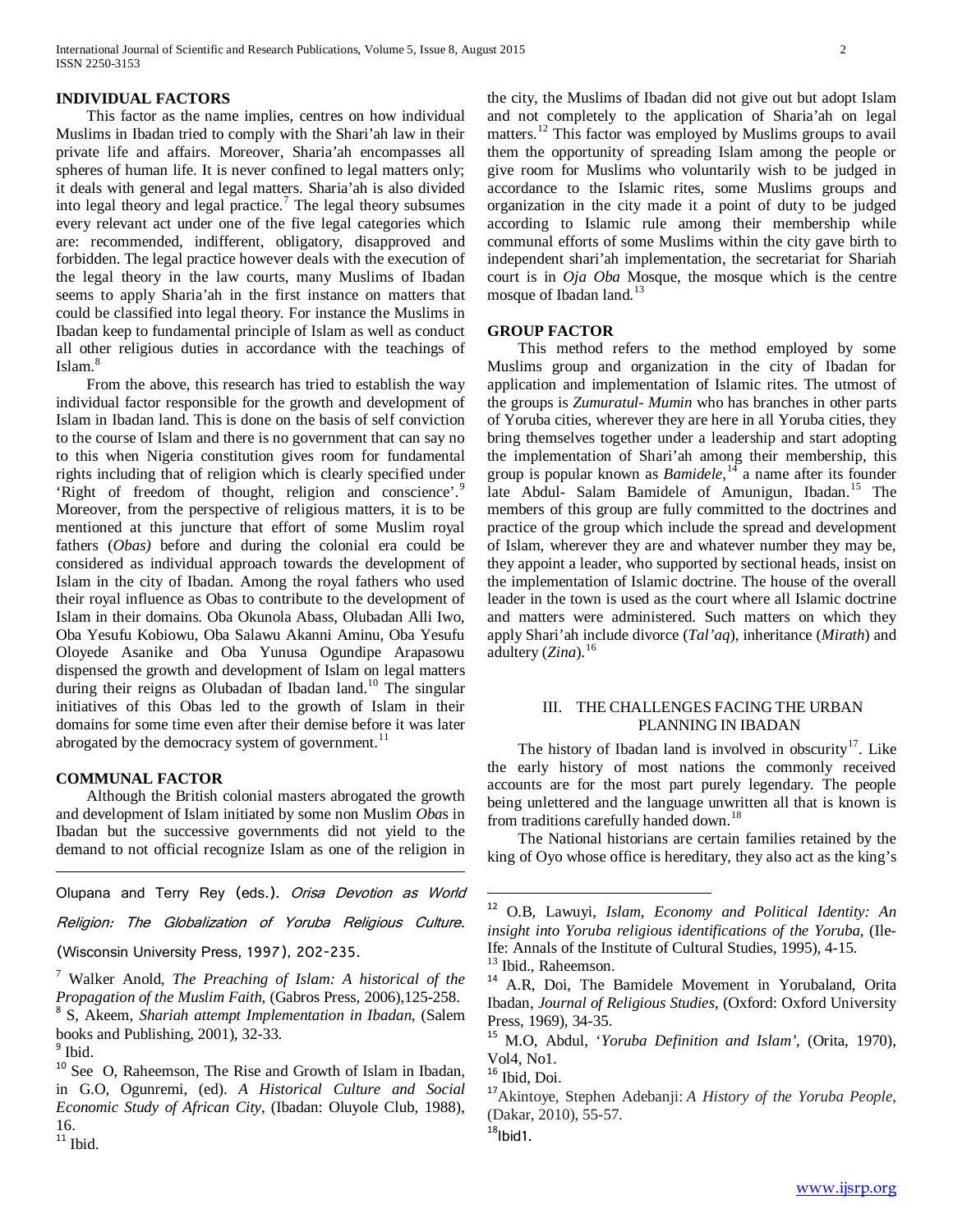## INDIVIDUAL FACTORS

This factor as the name implies, centres on how individual Muslims in Ibadan tried to comply with the Shari'ah law in their private life and affairs. Moreover, Sharia'ah encompasses all spheres of human life. It is never confined to legal matters only; it deals with general and legal matters. Sharia'ah is also divided into legal theory and legal practice.[7] The legal theory subsumes every relevant act under one of the five legal categories which are: recommended, indifferent, obligatory, disapproved and forbidden. The legal practice however deals with the execution of the legal theory in the law courts, many Muslims of Ibadan seems to apply Sharia'ah in the first instance on matters that could be classified into legal theory. For instance the Muslims in Ibadan keep to fundamental principle of Islam as well as conduct all other religious duties in accordance with the teachings of Islam.[8]

From the above, this research has tried to establish the way individual factor responsible for the growth and development of Islam in Ibadan land. This is done on the basis of self conviction to the course of Islam and there is no government that can say no to this when Nigeria constitution gives room for fundamental rights including that of religion which is clearly specified under 'Right of freedom of thought, religion and conscience'.[9] Moreover, from the perspective of religious matters, it is to be mentioned at this juncture that effort of some Muslim royal fathers (*Obas)* before and during the colonial era could be considered as individual approach towards the development of Islam in the city of Ibadan. Among the royal fathers who used their royal influence as Obas to contribute to the development of Islam in their domains. Oba Okunola Abass, Olubadan Alli Iwo, Oba Yesufu Kobiowu, Oba Salawu Akanni Aminu, Oba Yesufu Oloyede Asanike and Oba Yunusa Ogundipe Arapasowu dispensed the growth and development of Islam on legal matters during their reigns as Olubadan of Ibadan land.[10] The singular initiatives of this Obas led to the growth of Islam in their domains for some time even after their demise before it was later abrogated by the democracy system of government.[11]

## COMMUNAL FACTOR

Although the British colonial masters abrogated the growth and development of Islam initiated by some non Muslim *Oba*s in Ibadan but the successive governments did not yield to the demand to not official recognize Islam as one of the religion in the city, the Muslims of Ibadan did not give out but adopt Islam and not completely to the application of Sharia'ah on legal matters.[12] This factor was employed by Muslims groups to avail them the opportunity of spreading Islam among the people or give room for Muslims who voluntarily wish to be judged in accordance to the Islamic rites, some Muslims groups and organization in the city made it a point of duty to be judged according to Islamic rule among their membership while communal efforts of some Muslims within the city gave birth to independent shari'ah implementation, the secretariat for Shariah court is in *Oja Oba* Mosque, the mosque which is the centre mosque of Ibadan land.[13]

## GROUP FACTOR

This method refers to the method employed by some Muslims group and organization in the city of Ibadan for application and implementation of Islamic rites. The utmost of the groups is *Zumuratul- Mumin* who has branches in other parts of Yoruba cities, wherever they are here in all Yoruba cities, they bring themselves together under a leadership and start adopting the implementation of Shari'ah among their membership, this group is popular known as *Bamidele*,[14] a name after its founder late Abdul- Salam Bamidele of Amunigun, Ibadan.[15] The members of this group are fully committed to the doctrines and practice of the group which include the spread and development of Islam, wherever they are and whatever number they may be, they appoint a leader, who supported by sectional heads, insist on the implementation of Islamic doctrine. The house of the overall leader in the town is used as the court where all Islamic doctrine and matters were administered. Such matters on which they apply Shari'ah include divorce (*Tal'aq*), inheritance (*Mirath*) and adultery (*Zina*).[16]

## III. THE CHALLENGES FACING THE URBAN PLANNING IN IBADAN

The history of Ibadan land is involved in obscurity[17]. Like the early history of most nations the commonly received accounts are for the most part purely legendary. The people being unlettered and the language unwritten all that is known is from traditions carefully handed down.[18]

The National historians are certain families retained by the king of Oyo whose office is hereditary, they also act as the king's

---

Olupana and Terry Rey (eds.). *Orisa Devotion as World Religion: The Globalization of Yoruba Religious Culture*. (Wisconsin University Press, 1997), 202-235.

[7] Walker Anold, *The Preaching of Islam: A historical of the Propagation of the Muslim Faith*, (Gabros Press, 2006),125-258.

[8] S, Akeem, *Shariah attempt Implementation in Ibadan*, (Salem books and Publishing, 2001), 32-33.

[9] Ibid.

[10] See O, Raheemson, The Rise and Growth of Islam in Ibadan, in G.O, Ogunremi, (ed). *A Historical Culture and Social Economic Study of African City*, (Ibadan: Oluyole Club, 1988), 16.

[11] Ibid.

[12] O.B, Lawuyi, *Islam, Economy and Political Identity: An insight into Yoruba religious identifications of the Yoruba*, (Ile-Ife: Annals of the Institute of Cultural Studies, 1995), 4-15.

[13] Ibid., Raheemson.

[14] A.R, Doi, The Bamidele Movement in Yorubaland, Orita Ibadan, *Journal of Religious Studies*, (Oxford: Oxford University Press, 1969), 34-35.

[15] M.O, Abdul, '*Yoruba Definition and Islam*', (Orita, 1970), Vol4, No1.

[16] Ibid, Doi.

[17] Akintoye, Stephen Adebanji: *A History of the Yoruba People*, (Dakar, 2010), 55-57.

[18] Ibid1.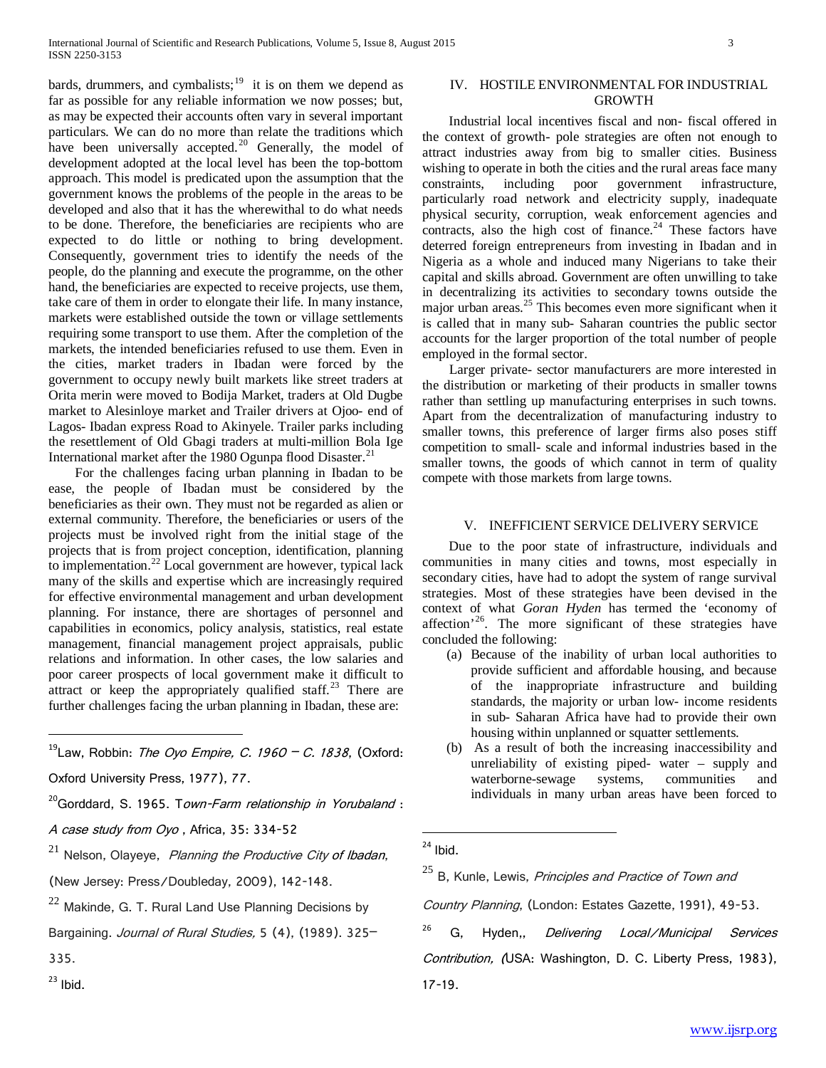bards, drummers, and cymbalists;[19] it is on them we depend as far as possible for any reliable information we now posses; but, as may be expected their accounts often vary in several important particulars. We can do no more than relate the traditions which have been universally accepted.[20] Generally, the model of development adopted at the local level has been the top-bottom approach. This model is predicated upon the assumption that the government knows the problems of the people in the areas to be developed and also that it has the wherewithal to do what needs to be done. Therefore, the beneficiaries are recipients who are expected to do little or nothing to bring development. Consequently, government tries to identify the needs of the people, do the planning and execute the programme, on the other hand, the beneficiaries are expected to receive projects, use them, take care of them in order to elongate their life. In many instance, markets were established outside the town or village settlements requiring some transport to use them. After the completion of the markets, the intended beneficiaries refused to use them. Even in the cities, market traders in Ibadan were forced by the government to occupy newly built markets like street traders at Orita merin were moved to Bodija Market, traders at Old Dugbe market to Alesinloye market and Trailer drivers at Ojoo- end of Lagos- Ibadan express Road to Akinyele. Trailer parks including the resettlement of Old Gbagi traders at multi-million Bola Ige International market after the 1980 Ogunpa flood Disaster.[21]

For the challenges facing urban planning in Ibadan to be ease, the people of Ibadan must be considered by the beneficiaries as their own. They must not be regarded as alien or external community. Therefore, the beneficiaries or users of the projects must be involved right from the initial stage of the projects that is from project conception, identification, planning to implementation.[22] Local government are however, typical lack many of the skills and expertise which are increasingly required for effective environmental management and urban development planning. For instance, there are shortages of personnel and capabilities in economics, policy analysis, statistics, real estate management, financial management project appraisals, public relations and information. In other cases, the low salaries and poor career prospects of local government make it difficult to attract or keep the appropriately qualified staff.[23] There are further challenges facing the urban planning in Ibadan, these are:

## IV. HOSTILE ENVIRONMENTAL FOR INDUSTRIAL GROWTH

Industrial local incentives fiscal and non- fiscal offered in the context of growth- pole strategies are often not enough to attract industries away from big to smaller cities. Business wishing to operate in both the cities and the rural areas face many constraints, including poor government infrastructure, particularly road network and electricity supply, inadequate physical security, corruption, weak enforcement agencies and contracts, also the high cost of finance.[24] These factors have deterred foreign entrepreneurs from investing in Ibadan and in Nigeria as a whole and induced many Nigerians to take their capital and skills abroad. Government are often unwilling to take in decentralizing its activities to secondary towns outside the major urban areas.[25] This becomes even more significant when it is called that in many sub- Saharan countries the public sector accounts for the larger proportion of the total number of people employed in the formal sector.

Larger private- sector manufacturers are more interested in the distribution or marketing of their products in smaller towns rather than settling up manufacturing enterprises in such towns. Apart from the decentralization of manufacturing industry to smaller towns, this preference of larger firms also poses stiff competition to small- scale and informal industries based in the smaller towns, the goods of which cannot in term of quality compete with those markets from large towns.

## V. INEFFICIENT SERVICE DELIVERY SERVICE

Due to the poor state of infrastructure, individuals and communities in many cities and towns, most especially in secondary cities, have had to adopt the system of range survival strategies. Most of these strategies have been devised in the context of what *Goran Hyden* has termed the 'economy of affection'[26]. The more significant of these strategies have concluded the following:

(a) Because of the inability of urban local authorities to provide sufficient and affordable housing, and because of the inappropriate infrastructure and building standards, the majority or urban low- income residents in sub- Saharan Africa have had to provide their own housing within unplanned or squatter settlements.

(b) As a result of both the increasing inaccessibility and unreliability of existing piped- water – supply and waterborne-sewage systems, communities and individuals in many urban areas have been forced to

---

[19] Law, Robbin: *The Oyo Empire, C. 1960 – C. 1838*, (Oxford: Oxford University Press, 1977), 77.

[20] Gorddard, S. 1965. T*own-Farm relationship in Yorubaland* : *A case study from Oyo* , Africa, 35: 334-52

[21] Nelson, Olayeye, *Planning the Productive City of Ibadan*, (New Jersey: Press/Doubleday, 2009), 142-148.

[22] Makinde, G. T. Rural Land Use Planning Decisions by Bargaining. *Journal of Rural Studies,* 5 (4), (1989). 325–335.

[23] Ibid.

[24] Ibid.

[25] B, Kunle, Lewis, *Principles and Practice of Town and Country Planning*, (London: Estates Gazette, 1991), 49-53.

[26] G, Hyden,, *Delivering Local/Municipal Services Contribution, (*USA: Washington, D. C. Liberty Press, 1983), 17-19.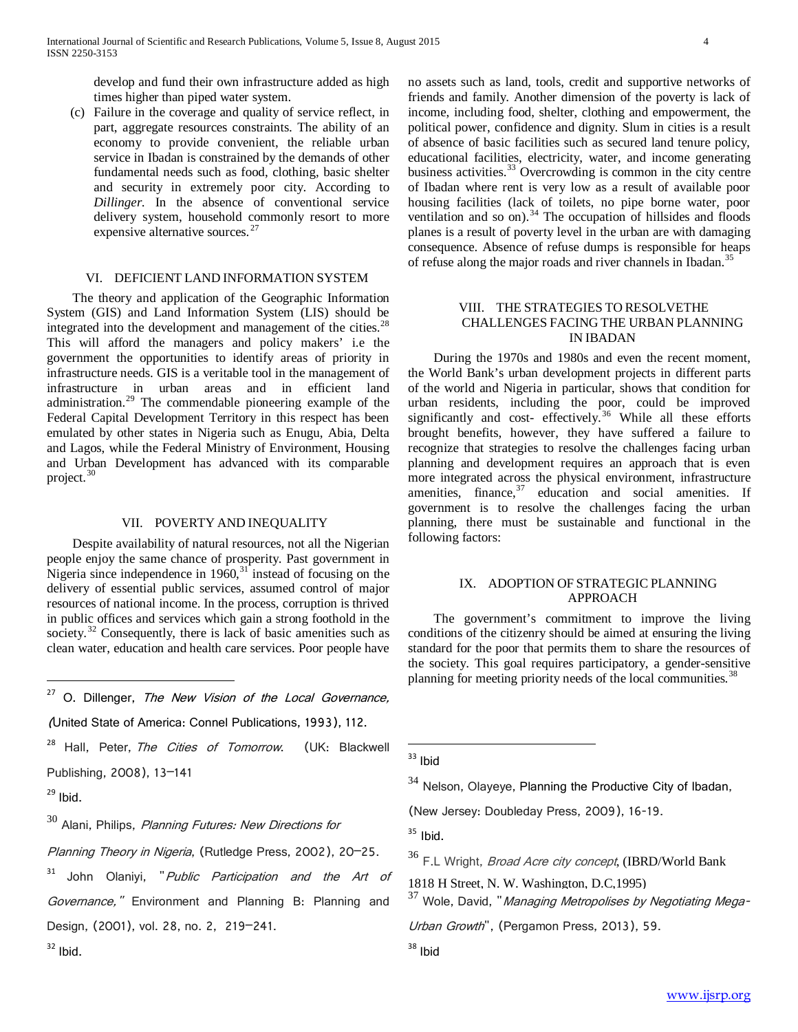develop and fund their own infrastructure added as high times higher than piped water system.

(c) Failure in the coverage and quality of service reflect, in part, aggregate resources constraints. The ability of an economy to provide convenient, the reliable urban service in Ibadan is constrained by the demands of other fundamental needs such as food, clothing, basic shelter and security in extremely poor city. According to *Dillinger.* In the absence of conventional service delivery system, household commonly resort to more expensive alternative sources.[27]

## VI. DEFICIENT LAND INFORMATION SYSTEM

The theory and application of the Geographic Information System (GIS) and Land Information System (LIS) should be integrated into the development and management of the cities.[28] This will afford the managers and policy makers' i.e the government the opportunities to identify areas of priority in infrastructure needs. GIS is a veritable tool in the management of infrastructure in urban areas and in efficient land administration.[29] The commendable pioneering example of the Federal Capital Development Territory in this respect has been emulated by other states in Nigeria such as Enugu, Abia, Delta and Lagos, while the Federal Ministry of Environment, Housing and Urban Development has advanced with its comparable project.[30]

## VII. POVERTY AND INEQUALITY

Despite availability of natural resources, not all the Nigerian people enjoy the same chance of prosperity. Past government in Nigeria since independence in 1960,[31] instead of focusing on the delivery of essential public services, assumed control of major resources of national income. In the process, corruption is thrived in public offices and services which gain a strong foothold in the society.[32] Consequently, there is lack of basic amenities such as clean water, education and health care services. Poor people have no assets such as land, tools, credit and supportive networks of friends and family. Another dimension of the poverty is lack of income, including food, shelter, clothing and empowerment, the political power, confidence and dignity. Slum in cities is a result of absence of basic facilities such as secured land tenure policy, educational facilities, electricity, water, and income generating business activities.[33] Overcrowding is common in the city centre of Ibadan where rent is very low as a result of available poor housing facilities (lack of toilets, no pipe borne water, poor ventilation and so on).[34] The occupation of hillsides and floods planes is a result of poverty level in the urban are with damaging consequence. Absence of refuse dumps is responsible for heaps of refuse along the major roads and river channels in Ibadan.[35]

## VIII. THE STRATEGIES TO RESOLVETHE CHALLENGES FACING THE URBAN PLANNING IN IBADAN

During the 1970s and 1980s and even the recent moment, the World Bank's urban development projects in different parts of the world and Nigeria in particular, shows that condition for urban residents, including the poor, could be improved significantly and cost- effectively.[36] While all these efforts brought benefits, however, they have suffered a failure to recognize that strategies to resolve the challenges facing urban planning and development requires an approach that is even more integrated across the physical environment, infrastructure amenities, finance,[37] education and social amenities. If government is to resolve the challenges facing the urban planning, there must be sustainable and functional in the following factors:

## IX. ADOPTION OF STRATEGIC PLANNING APPROACH

The government's commitment to improve the living conditions of the citizenry should be aimed at ensuring the living standard for the poor that permits them to share the resources of the society. This goal requires participatory, a gender-sensitive planning for meeting priority needs of the local communities.[38]

---

[27] O. Dillenger, *The New Vision of the Local Governance, (*United State of America: Connel Publications, 1993), 112.

[28] Hall, Peter, *The Cities of Tomorrow*. (UK: Blackwell Publishing, 2008), 13–141

[29] Ibid.

[30] Alani, Philips, *Planning Futures: New Directions for Planning Theory in Nigeria,* (Rutledge Press, 2002), 20–25.

[31] John Olaniyi, "*Public Participation and the Art of Governance,"* Environment and Planning B: Planning and Design, (2001), vol. 28, no. 2, 219–241.

[32] Ibid.

[33] Ibid

[34] Nelson, Olayeye, Planning the Productive City of Ibadan, (New Jersey: Doubleday Press, 2009), 16-19.

[35] Ibid.

[36] F.L Wright, *Broad Acre city concept*, (IBRD/World Bank 1818 H Street, N. W. Washington, D.C,1995)

[37] Wole, David, "*Managing Metropolises by Negotiating Mega-Urban Growth*", (Pergamon Press, 2013), 59.

[38] Ibid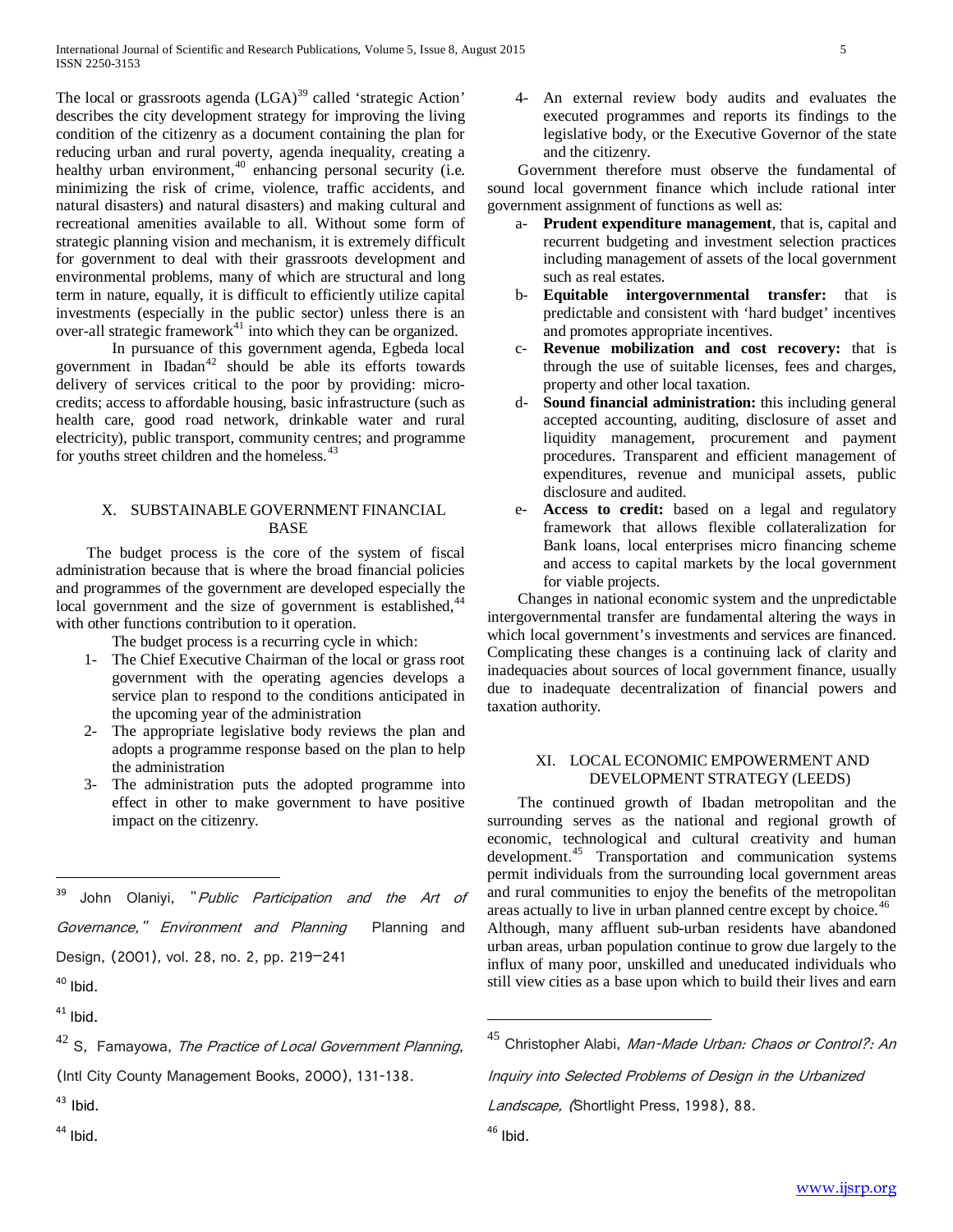The local or grassroots agenda (LGA)[39] called 'strategic Action' describes the city development strategy for improving the living condition of the citizenry as a document containing the plan for reducing urban and rural poverty, agenda inequality, creating a healthy urban environment,[40] enhancing personal security (i.e. minimizing the risk of crime, violence, traffic accidents, and natural disasters) and natural disasters) and making cultural and recreational amenities available to all. Without some form of strategic planning vision and mechanism, it is extremely difficult for government to deal with their grassroots development and environmental problems, many of which are structural and long term in nature, equally, it is difficult to efficiently utilize capital investments (especially in the public sector) unless there is an over-all strategic framework[41] into which they can be organized.

In pursuance of this government agenda, Egbeda local government in Ibadan[42] should be able its efforts towards delivery of services critical to the poor by providing: micro-credits; access to affordable housing, basic infrastructure (such as health care, good road network, drinkable water and rural electricity), public transport, community centres; and programme for youths street children and the homeless.[43]

## X. SUBSTAINABLE GOVERNMENT FINANCIAL BASE

The budget process is the core of the system of fiscal administration because that is where the broad financial policies and programmes of the government are developed especially the local government and the size of government is established,[44] with other functions contribution to it operation.

The budget process is a recurring cycle in which:

1- The Chief Executive Chairman of the local or grass root government with the operating agencies develops a service plan to respond to the conditions anticipated in the upcoming year of the administration
2- The appropriate legislative body reviews the plan and adopts a programme response based on the plan to help the administration
3- The administration puts the adopted programme into effect in other to make government to have positive impact on the citizenry.
4- An external review body audits and evaluates the executed programmes and reports its findings to the legislative body, or the Executive Governor of the state and the citizenry.

Government therefore must observe the fundamental of sound local government finance which include rational inter government assignment of functions as well as:

a- **Prudent expenditure management**, that is, capital and recurrent budgeting and investment selection practices including management of assets of the local government such as real estates.
b- **Equitable intergovernmental transfer:** that is predictable and consistent with 'hard budget' incentives and promotes appropriate incentives.
c- **Revenue mobilization and cost recovery:** that is through the use of suitable licenses, fees and charges, property and other local taxation.
d- **Sound financial administration:** this including general accepted accounting, auditing, disclosure of asset and liquidity management, procurement and payment procedures. Transparent and efficient management of expenditures, revenue and municipal assets, public disclosure and audited.
e- **Access to credit:** based on a legal and regulatory framework that allows flexible collateralization for Bank loans, local enterprises micro financing scheme and access to capital markets by the local government for viable projects.

Changes in national economic system and the unpredictable intergovernmental transfer are fundamental altering the ways in which local government's investments and services are financed. Complicating these changes is a continuing lack of clarity and inadequacies about sources of local government finance, usually due to inadequate decentralization of financial powers and taxation authority.

## XI. LOCAL ECONOMIC EMPOWERMENT AND DEVELOPMENT STRATEGY (LEEDS)

The continued growth of Ibadan metropolitan and the surrounding serves as the national and regional growth of economic, technological and cultural creativity and human development.[45] Transportation and communication systems permit individuals from the surrounding local government areas and rural communities to enjoy the benefits of the metropolitan areas actually to live in urban planned centre except by choice.[46] Although, many affluent sub-urban residents have abandoned urban areas, urban population continue to grow due largely to the influx of many poor, unskilled and uneducated individuals who still view cities as a base upon which to build their lives and earn

---

[39] John Olaniyi, "*Public Participation and the Art of Governance,*" *Environment and Planning* Planning and Design, (2001), vol. 28, no. 2, pp. 219–241

[40] Ibid.

[41] Ibid.

[42] S, Famayowa, *The Practice of Local Government Planning*, (Intl City County Management Books, 2000), 131-138.

[43] Ibid.

[44] Ibid.

[45] Christopher Alabi, *Man-Made Urban: Chaos or Control?: An Inquiry into Selected Problems of Design in the Urbanized Landscape, (*Shortlight Press, 1998), 88.

[46] Ibid.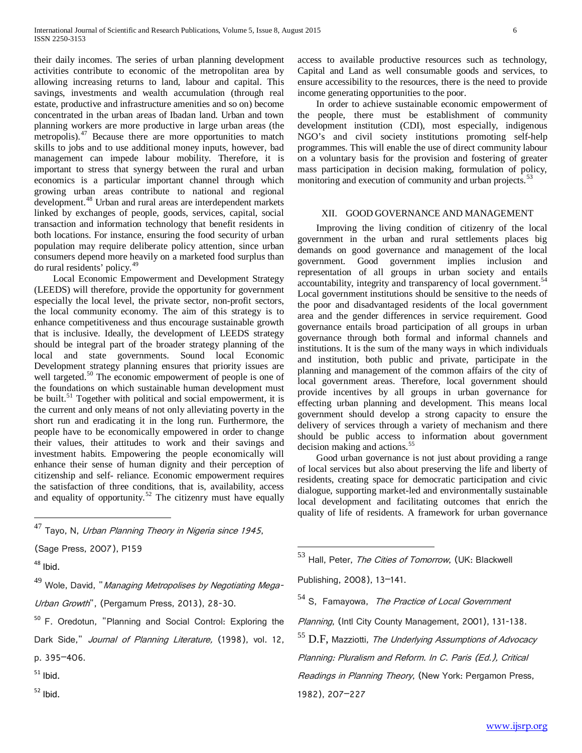their daily incomes. The series of urban planning development activities contribute to economic of the metropolitan area by allowing increasing returns to land, labour and capital. This savings, investments and wealth accumulation (through real estate, productive and infrastructure amenities and so on) become concentrated in the urban areas of Ibadan land. Urban and town planning workers are more productive in large urban areas (the metropolis).[47] Because there are more opportunities to match skills to jobs and to use additional money inputs, however, bad management can impede labour mobility. Therefore, it is important to stress that synergy between the rural and urban economics is a particular important channel through which growing urban areas contribute to national and regional development.[48] Urban and rural areas are interdependent markets linked by exchanges of people, goods, services, capital, social transaction and information technology that benefit residents in both locations. For instance, ensuring the food security of urban population may require deliberate policy attention, since urban consumers depend more heavily on a marketed food surplus than do rural residents' policy.[49]

Local Economic Empowerment and Development Strategy (LEEDS) will therefore, provide the opportunity for government especially the local level, the private sector, non-profit sectors, the local community economy. The aim of this strategy is to enhance competitiveness and thus encourage sustainable growth that is inclusive. Ideally, the development of LEEDS strategy should be integral part of the broader strategy planning of the local and state governments. Sound local Economic Development strategy planning ensures that priority issues are well targeted.[50] The economic empowerment of people is one of the foundations on which sustainable human development must be built.[51] Together with political and social empowerment, it is the current and only means of not only alleviating poverty in the short run and eradicating it in the long run. Furthermore, the people have to be economically empowered in order to change their values, their attitudes to work and their savings and investment habits. Empowering the people economically will enhance their sense of human dignity and their perception of citizenship and self- reliance. Economic empowerment requires the satisfaction of three conditions, that is, availability, access and equality of opportunity.[52] The citizenry must have equally access to available productive resources such as technology, Capital and Land as well consumable goods and services, to ensure accessibility to the resources, there is the need to provide income generating opportunities to the poor.

In order to achieve sustainable economic empowerment of the people, there must be establishment of community development institution (CDI), most especially, indigenous NGO's and civil society institutions promoting self-help programmes. This will enable the use of direct community labour on a voluntary basis for the provision and fostering of greater mass participation in decision making, formulation of policy, monitoring and execution of community and urban projects.[53]

## XII. GOOD GOVERNANCE AND MANAGEMENT

Improving the living condition of citizenry of the local government in the urban and rural settlements places big demands on good governance and management of the local government. Good government implies inclusion and representation of all groups in urban society and entails accountability, integrity and transparency of local government.[54] Local government institutions should be sensitive to the needs of the poor and disadvantaged residents of the local government area and the gender differences in service requirement. Good governance entails broad participation of all groups in urban governance through both formal and informal channels and institutions. It is the sum of the many ways in which individuals and institution, both public and private, participate in the planning and management of the common affairs of the city of local government areas. Therefore, local government should provide incentives by all groups in urban governance for effecting urban planning and development. This means local government should develop a strong capacity to ensure the delivery of services through a variety of mechanism and there should be public access to information about government decision making and actions.[55]

Good urban governance is not just about providing a range of local services but also about preserving the life and liberty of residents, creating space for democratic participation and civic dialogue, supporting market-led and environmentally sustainable local development and facilitating outcomes that enrich the quality of life of residents. A framework for urban governance

---

[47] Tayo, N, *Urban Planning Theory in Nigeria since 1945*, (Sage Press, 2007), P159

[48] Ibid.

[49] Wole, David, "*Managing Metropolises by Negotiating Mega-Urban Growth*", (Pergamum Press, 2013), 28-30.

[50] F. Oredotun, "Planning and Social Control: Exploring the Dark Side," *Journal of Planning Literature,* (1998), vol. 12, p. 395–406.

[51] Ibid.

[52] Ibid.

[53] Hall, Peter, *The Cities of Tomorrow*, (UK: Blackwell Publishing, 2008), 13–141.

[54] S, Famayowa, *The Practice of Local Government Planning*, (Intl City County Management, 2001), 131-138.

[55] D.F, Mazziotti, *The Underlying Assumptions of Advocacy Planning: Pluralism and Reform. In C. Paris (Ed.), Critical Readings in Planning Theory*, (New York: Pergamon Press, 1982), 207–227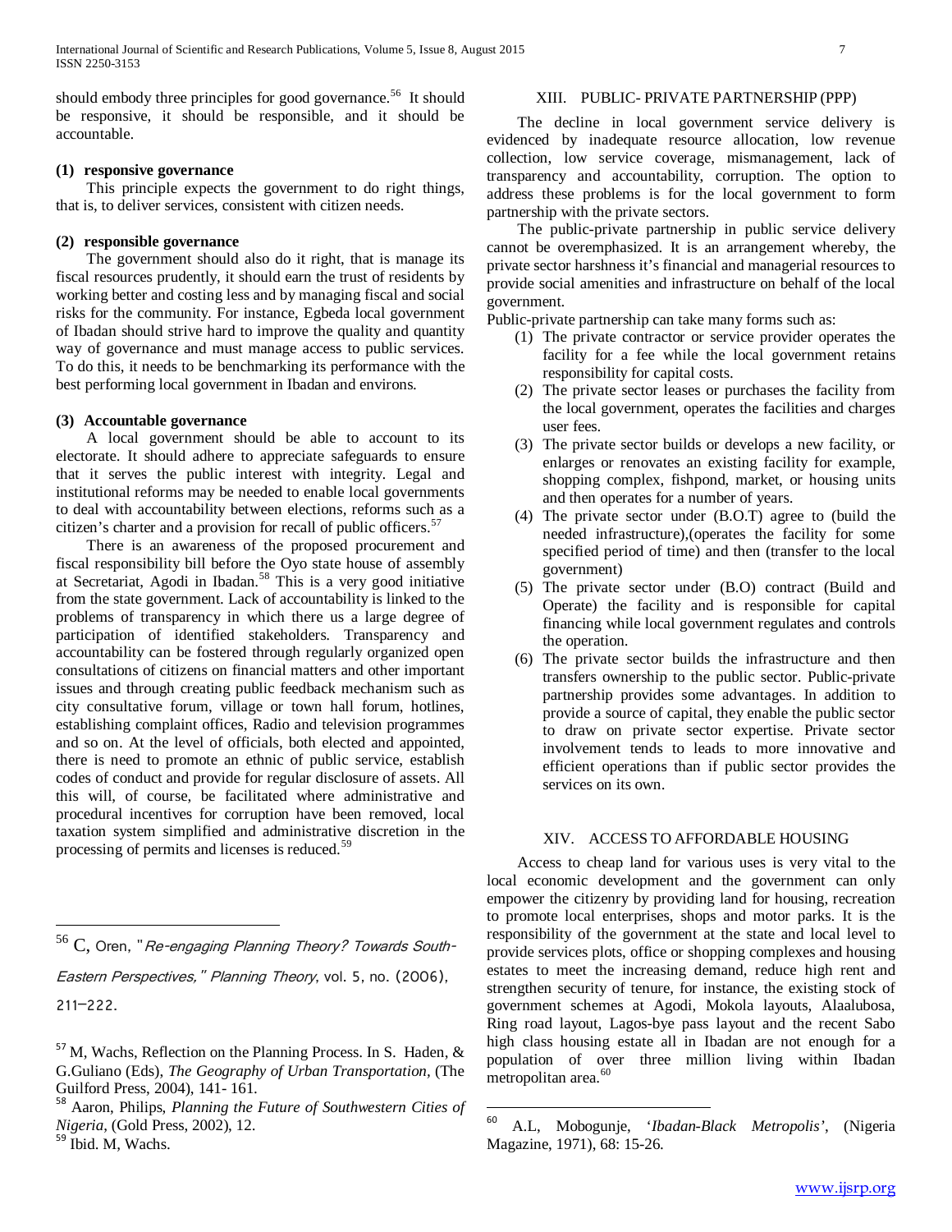should embody three principles for good governance.[56] It should be responsive, it should be responsible, and it should be accountable.

**(1) responsive governance**

This principle expects the government to do right things, that is, to deliver services, consistent with citizen needs.

**(2) responsible governance**

The government should also do it right, that is manage its fiscal resources prudently, it should earn the trust of residents by working better and costing less and by managing fiscal and social risks for the community. For instance, Egbeda local government of Ibadan should strive hard to improve the quality and quantity way of governance and must manage access to public services. To do this, it needs to be benchmarking its performance with the best performing local government in Ibadan and environs.

**(3) Accountable governance**

A local government should be able to account to its electorate. It should adhere to appreciate safeguards to ensure that it serves the public interest with integrity. Legal and institutional reforms may be needed to enable local governments to deal with accountability between elections, reforms such as a citizen's charter and a provision for recall of public officers.[57]

There is an awareness of the proposed procurement and fiscal responsibility bill before the Oyo state house of assembly at Secretariat, Agodi in Ibadan.[58] This is a very good initiative from the state government. Lack of accountability is linked to the problems of transparency in which there us a large degree of participation of identified stakeholders. Transparency and accountability can be fostered through regularly organized open consultations of citizens on financial matters and other important issues and through creating public feedback mechanism such as city consultative forum, village or town hall forum, hotlines, establishing complaint offices, Radio and television programmes and so on. At the level of officials, both elected and appointed, there is need to promote an ethnic of public service, establish codes of conduct and provide for regular disclosure of assets. All this will, of course, be facilitated where administrative and procedural incentives for corruption have been removed, local taxation system simplified and administrative discretion in the processing of permits and licenses is reduced.[59]

## XIII. PUBLIC- PRIVATE PARTNERSHIP (PPP)

The decline in local government service delivery is evidenced by inadequate resource allocation, low revenue collection, low service coverage, mismanagement, lack of transparency and accountability, corruption. The option to address these problems is for the local government to form partnership with the private sectors.

The public-private partnership in public service delivery cannot be overemphasized. It is an arrangement whereby, the private sector harshness it's financial and managerial resources to provide social amenities and infrastructure on behalf of the local government.

Public-private partnership can take many forms such as:

1. The private contractor or service provider operates the facility for a fee while the local government retains responsibility for capital costs.
2. The private sector leases or purchases the facility from the local government, operates the facilities and charges user fees.
3. The private sector builds or develops a new facility, or enlarges or renovates an existing facility for example, shopping complex, fishpond, market, or housing units and then operates for a number of years.
4. The private sector under (B.O.T) agree to (build the needed infrastructure),(operates the facility for some specified period of time) and then (transfer to the local government)
5. The private sector under (B.O) contract (Build and Operate) the facility and is responsible for capital financing while local government regulates and controls the operation.
6. The private sector builds the infrastructure and then transfers ownership to the public sector. Public-private partnership provides some advantages. In addition to provide a source of capital, they enable the public sector to draw on private sector expertise. Private sector involvement tends to leads to more innovative and efficient operations than if public sector provides the services on its own.

## XIV. ACCESS TO AFFORDABLE HOUSING

Access to cheap land for various uses is very vital to the local economic development and the government can only empower the citizenry by providing land for housing, recreation to promote local enterprises, shops and motor parks. It is the responsibility of the government at the state and local level to provide services plots, office or shopping complexes and housing estates to meet the increasing demand, reduce high rent and strengthen security of tenure, for instance, the existing stock of government schemes at Agodi, Mokola layouts, Alaalubosa, Ring road layout, Lagos-bye pass layout and the recent Sabo high class housing estate all in Ibadan are not enough for a population of over three million living within Ibadan metropolitan area.[60]

---

[56] C, Oren, "*Re-engaging Planning Theory? Towards South-Eastern Perspectives,*" *Planning Theory*, vol. 5, no. (2006), 211–222.

[57] M, Wachs, Reflection on the Planning Process. In S. Haden, & G.Guliano (Eds), *The Geography of Urban Transportation*, (The Guilford Press, 2004), 141- 161.

[58] Aaron, Philips, *Planning the Future of Southwestern Cities of Nigeria*, (Gold Press, 2002), 12.

[59] Ibid. M, Wachs.

[60] A.L, Mobogunje, '*Ibadan-Black Metropolis*', (Nigeria Magazine, 1971), 68: 15-26.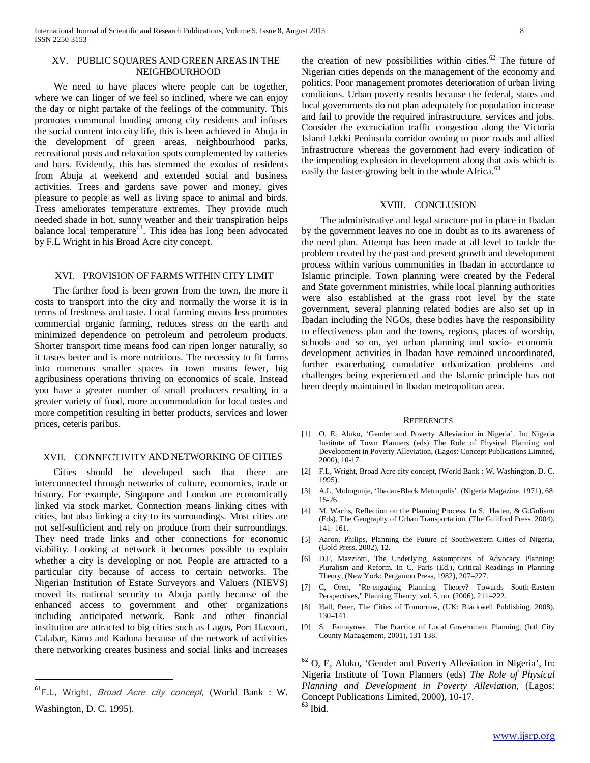## XV. PUBLIC SQUARES AND GREEN AREAS IN THE NEIGHBOURHOOD

We need to have places where people can be together, where we can linger of we feel so inclined, where we can enjoy the day or night partake of the feelings of the community. This promotes communal bonding among city residents and infuses the social content into city life, this is been achieved in Abuja in the development of green areas, neighbourhood parks, recreational posts and relaxation spots complemented by catteries and bars. Evidently, this has stemmed the exodus of residents from Abuja at weekend and extended social and business activities. Trees and gardens save power and money, gives pleasure to people as well as living space to animal and birds. Tress ameliorates temperature extremes. They provide much needed shade in hot, sunny weather and their transpiration helps balance local temperature[61]. This idea has long been advocated by F.L Wright in his Broad Acre city concept.

## XVI. PROVISION OF FARMS WITHIN CITY LIMIT

The farther food is been grown from the town, the more it costs to transport into the city and normally the worse it is in terms of freshness and taste. Local farming means less promotes commercial organic farming, reduces stress on the earth and minimized dependence on petroleum and petroleum products. Shorter transport time means food can ripen longer naturally, so it tastes better and is more nutritious. The necessity to fit farms into numerous smaller spaces in town means fewer, big agribusiness operations thriving on economics of scale. Instead you have a greater number of small producers resulting in a greater variety of food, more accommodation for local tastes and more competition resulting in better products, services and lower prices, ceteris paribus.

## XVII. CONNECTIVITY AND NETWORKING OF CITIES

Cities should be developed such that there are interconnected through networks of culture, economics, trade or history. For example, Singapore and London are economically linked via stock market. Connection means linking cities with cities, but also linking a city to its surroundings. Most cities are not self-sufficient and rely on produce from their surroundings. They need trade links and other connections for economic viability. Looking at network it becomes possible to explain whether a city is developing or not. People are attracted to a particular city because of access to certain networks. The Nigerian Institution of Estate Surveyors and Valuers (NIEVS) moved its national security to Abuja partly because of the enhanced access to government and other organizations including anticipated network. Bank and other financial institution are attracted to big cities such as Lagos, Port Hacourt, Calabar, Kano and Kaduna because of the network of activities there networking creates business and social links and increases the creation of new possibilities within cities.[62] The future of Nigerian cities depends on the management of the economy and politics. Poor management promotes deterioration of urban living conditions. Urban poverty results because the federal, states and local governments do not plan adequately for population increase and fail to provide the required infrastructure, services and jobs. Consider the excruciation traffic congestion along the Victoria Island Lekki Peninsula corridor owning to poor roads and allied infrastructure whereas the government had every indication of the impending explosion in development along that axis which is easily the faster-growing belt in the whole Africa.[63]

## XVIII. CONCLUSION

The administrative and legal structure put in place in Ibadan by the government leaves no one in doubt as to its awareness of the need plan. Attempt has been made at all level to tackle the problem created by the past and present growth and development process within various communities in Ibadan in accordance to Islamic principle. Town planning were created by the Federal and State government ministries, while local planning authorities were also established at the grass root level by the state government, several planning related bodies are also set up in Ibadan including the NGOs, these bodies have the responsibility to effectiveness plan and the towns, regions, places of worship, schools and so on, yet urban planning and socio- economic development activities in Ibadan have remained uncoordinated, further exacerbating cumulative urbanization problems and challenges being experienced and the Islamic principle has not been deeply maintained in Ibadan metropolitan area.

## REFERENCES

[1] O, E, Aluko, 'Gender and Poverty Alleviation in Nigeria', In: Nigeria Institute of Town Planners (eds) The Role of Physical Planning and Development in Poverty Alleviation, (Lagos: Concept Publications Limited, 2000), 10-17.

[2] F.L, Wright, Broad Acre city concept, (World Bank : W. Washington, D. C. 1995).

[3] A.L, Mobogunje, 'Ibadan-Black Metropolis', (Nigeria Magazine, 1971), 68: 15-26.

[4] M, Wachs, Reflection on the Planning Process. In S. Haden, & G.Guliano (Eds), The Geography of Urban Transportation, (The Guilford Press, 2004), 141- 161.

[5] Aaron, Philips, Planning the Future of Southwestern Cities of Nigeria, (Gold Press, 2002), 12.

[6] D.F, Mazziotti, The Underlying Assumptions of Advocacy Planning: Pluralism and Reform. In C. Paris (Ed.), Critical Readings in Planning Theory, (New York: Pergamon Press, 1982), 207–227.

[7] C, Oren, "Re-engaging Planning Theory? Towards South-Eastern Perspectives," Planning Theory, vol. 5, no. (2006), 211–222.

[8] Hall, Peter, The Cities of Tomorrow, (UK: Blackwell Publishing, 2008), 130–141.

[9] S, Famayowa, The Practice of Local Government Planning, (Intl City County Management, 2001), 131-138.

---

[61] F.L, Wright, *Broad Acre city concept,* (World Bank : W. Washington, D. C. 1995).

[62] O, E, Aluko, 'Gender and Poverty Alleviation in Nigeria', In: Nigeria Institute of Town Planners (eds) *The Role of Physical Planning and Development in Poverty Alleviation*, (Lagos: Concept Publications Limited, 2000), 10-17.

[63] Ibid.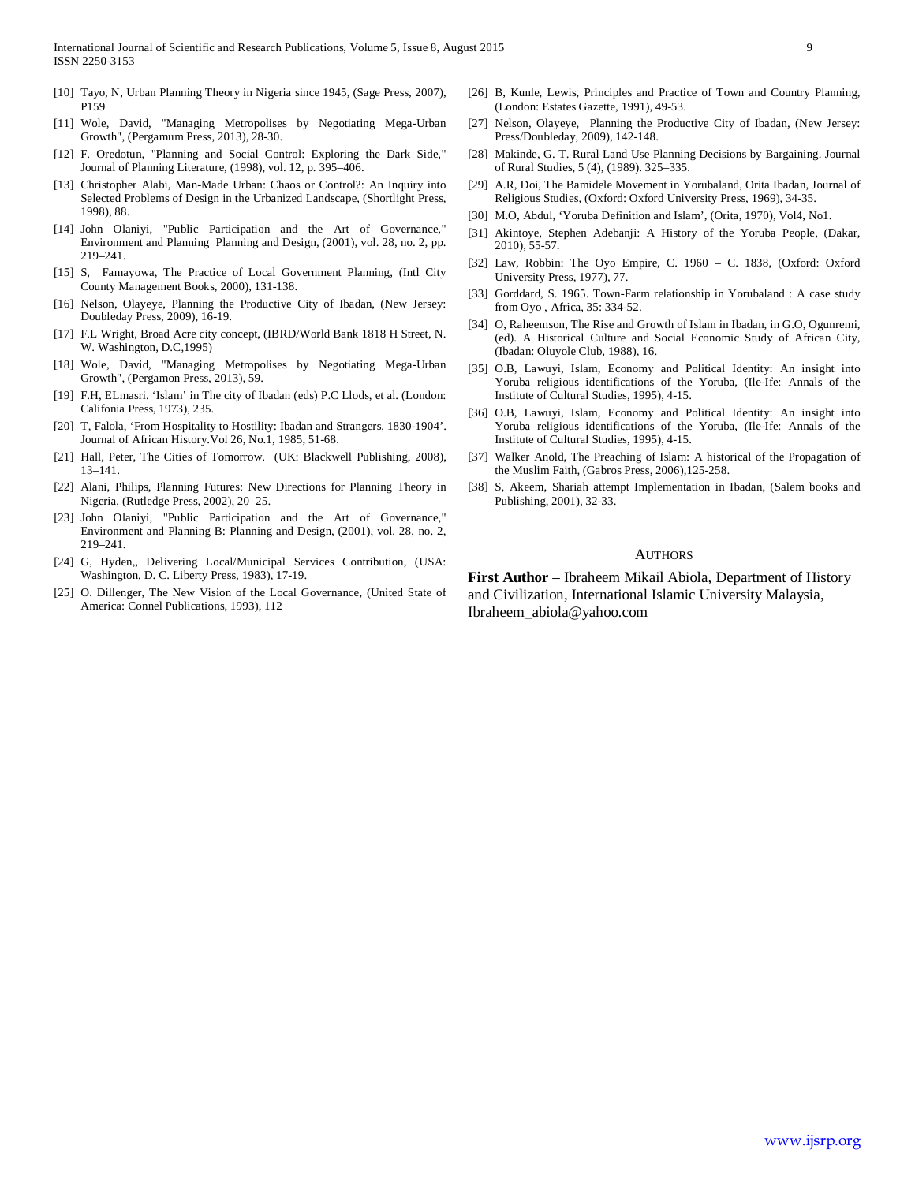[10] Tayo, N, Urban Planning Theory in Nigeria since 1945, (Sage Press, 2007), P159

[11] Wole, David, "Managing Metropolises by Negotiating Mega-Urban Growth", (Pergamum Press, 2013), 28-30.

[12] F. Oredotun, "Planning and Social Control: Exploring the Dark Side," Journal of Planning Literature, (1998), vol. 12, p. 395–406.

[13] Christopher Alabi, Man-Made Urban: Chaos or Control?: An Inquiry into Selected Problems of Design in the Urbanized Landscape, (Shortlight Press, 1998), 88.

[14] John Olaniyi, "Public Participation and the Art of Governance," Environment and Planning Planning and Design, (2001), vol. 28, no. 2, pp. 219–241.

[15] S, Famayowa, The Practice of Local Government Planning, (Intl City County Management Books, 2000), 131-138.

[16] Nelson, Olayeye, Planning the Productive City of Ibadan, (New Jersey: Doubleday Press, 2009), 16-19.

[17] F.L Wright, Broad Acre city concept, (IBRD/World Bank 1818 H Street, N. W. Washington, D.C,1995)

[18] Wole, David, "Managing Metropolises by Negotiating Mega-Urban Growth", (Pergamon Press, 2013), 59.

[19] F.H, ELmasri. 'Islam' in The city of Ibadan (eds) P.C Llods, et al. (London: Califonia Press, 1973), 235.

[20] T, Falola, 'From Hospitality to Hostility: Ibadan and Strangers, 1830-1904'. Journal of African History.Vol 26, No.1, 1985, 51-68.

[21] Hall, Peter, The Cities of Tomorrow. (UK: Blackwell Publishing, 2008), 13–141.

[22] Alani, Philips, Planning Futures: New Directions for Planning Theory in Nigeria, (Rutledge Press, 2002), 20–25.

[23] John Olaniyi, "Public Participation and the Art of Governance," Environment and Planning B: Planning and Design, (2001), vol. 28, no. 2, 219–241.

[24] G, Hyden,, Delivering Local/Municipal Services Contribution, (USA: Washington, D. C. Liberty Press, 1983), 17-19.

[25] O. Dillenger, The New Vision of the Local Governance, (United State of America: Connel Publications, 1993), 112

[26] B, Kunle, Lewis, Principles and Practice of Town and Country Planning, (London: Estates Gazette, 1991), 49-53.

[27] Nelson, Olayeye, Planning the Productive City of Ibadan, (New Jersey: Press/Doubleday, 2009), 142-148.

[28] Makinde, G. T. Rural Land Use Planning Decisions by Bargaining. Journal of Rural Studies, 5 (4), (1989). 325–335.

[29] A.R, Doi, The Bamidele Movement in Yorubaland, Orita Ibadan, Journal of Religious Studies, (Oxford: Oxford University Press, 1969), 34-35.

[30] M.O, Abdul, 'Yoruba Definition and Islam', (Orita, 1970), Vol4, No1.

[31] Akintoye, Stephen Adebanji: A History of the Yoruba People, (Dakar, 2010), 55-57.

[32] Law, Robbin: The Oyo Empire, C. 1960 – C. 1838, (Oxford: Oxford University Press, 1977), 77.

[33] Gorddard, S. 1965. Town-Farm relationship in Yorubaland : A case study from Oyo , Africa, 35: 334-52.

[34] O, Raheemson, The Rise and Growth of Islam in Ibadan, in G.O, Ogunremi, (ed). A Historical Culture and Social Economic Study of African City, (Ibadan: Oluyole Club, 1988), 16.

[35] O.B, Lawuyi, Islam, Economy and Political Identity: An insight into Yoruba religious identifications of the Yoruba, (Ile-Ife: Annals of the Institute of Cultural Studies, 1995), 4-15.

[36] O.B, Lawuyi, Islam, Economy and Political Identity: An insight into Yoruba religious identifications of the Yoruba, (Ile-Ife: Annals of the Institute of Cultural Studies, 1995), 4-15.

[37] Walker Anold, The Preaching of Islam: A historical of the Propagation of the Muslim Faith, (Gabros Press, 2006),125-258.

[38] S, Akeem, Shariah attempt Implementation in Ibadan, (Salem books and Publishing, 2001), 32-33.

## Authors

**First Author** – Ibraheem Mikail Abiola, Department of History and Civilization, International Islamic University Malaysia, Ibraheem_abiola@yahoo.com